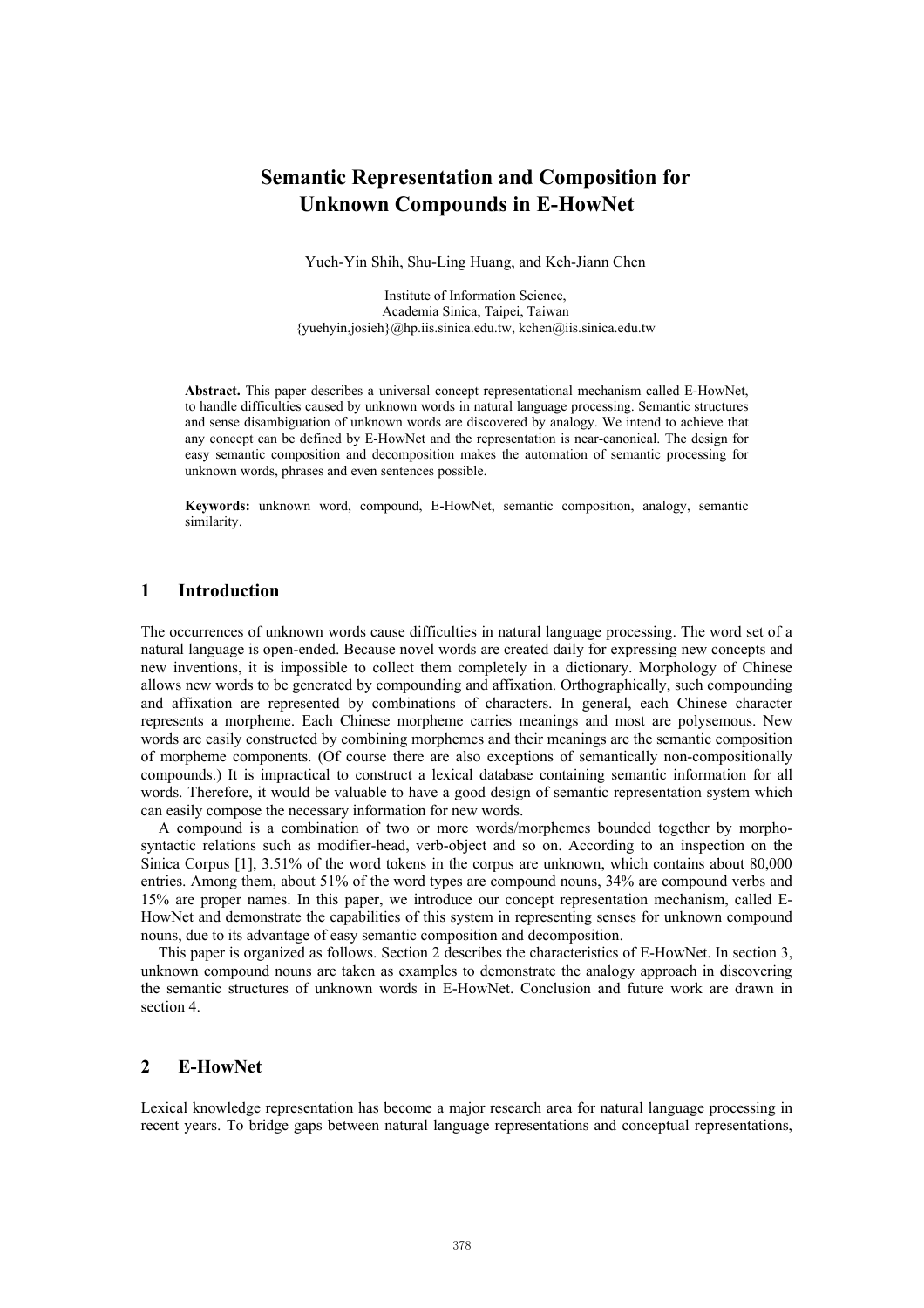# Semantic Representation and Composition for Unknown Compounds in E-HowNet

Yueh-Yin Shih, Shu-Ling Huang, and Keh-Jiann Chen

Institute of Information Science,
Academia Sinica, Taipei, Taiwan
{yuehyin,josieh}@hp.iis.sinica.edu.tw, kchen@iis.sinica.edu.tw

**Abstract.** This paper describes a universal concept representational mechanism called E-HowNet, to handle difficulties caused by unknown words in natural language processing. Semantic structures and sense disambiguation of unknown words are discovered by analogy. We intend to achieve that any concept can be defined by E-HowNet and the representation is near-canonical. The design for easy semantic composition and decomposition makes the automation of semantic processing for unknown words, phrases and even sentences possible.

**Keywords:** unknown word, compound, E-HowNet, semantic composition, analogy, semantic similarity.

## 1 Introduction

The occurrences of unknown words cause difficulties in natural language processing. The word set of a natural language is open-ended. Because novel words are created daily for expressing new concepts and new inventions, it is impossible to collect them completely in a dictionary. Morphology of Chinese allows new words to be generated by compounding and affixation. Orthographically, such compounding and affixation are represented by combinations of characters. In general, each Chinese character represents a morpheme. Each Chinese morpheme carries meanings and most are polysemous. New words are easily constructed by combining morphemes and their meanings are the semantic composition of morpheme components. (Of course there are also exceptions of semantically non-compositionally compounds.) It is impractical to construct a lexical database containing semantic information for all words. Therefore, it would be valuable to have a good design of semantic representation system which can easily compose the necessary information for new words.

A compound is a combination of two or more words/morphemes bounded together by morpho-syntactic relations such as modifier-head, verb-object and so on. According to an inspection on the Sinica Corpus [1], 3.51% of the word tokens in the corpus are unknown, which contains about 80,000 entries. Among them, about 51% of the word types are compound nouns, 34% are compound verbs and 15% are proper names. In this paper, we introduce our concept representation mechanism, called E-HowNet and demonstrate the capabilities of this system in representing senses for unknown compound nouns, due to its advantage of easy semantic composition and decomposition.

This paper is organized as follows. Section 2 describes the characteristics of E-HowNet. In section 3, unknown compound nouns are taken as examples to demonstrate the analogy approach in discovering the semantic structures of unknown words in E-HowNet. Conclusion and future work are drawn in section 4.

## 2 E-HowNet

Lexical knowledge representation has become a major research area for natural language processing in recent years. To bridge gaps between natural language representations and conceptual representations,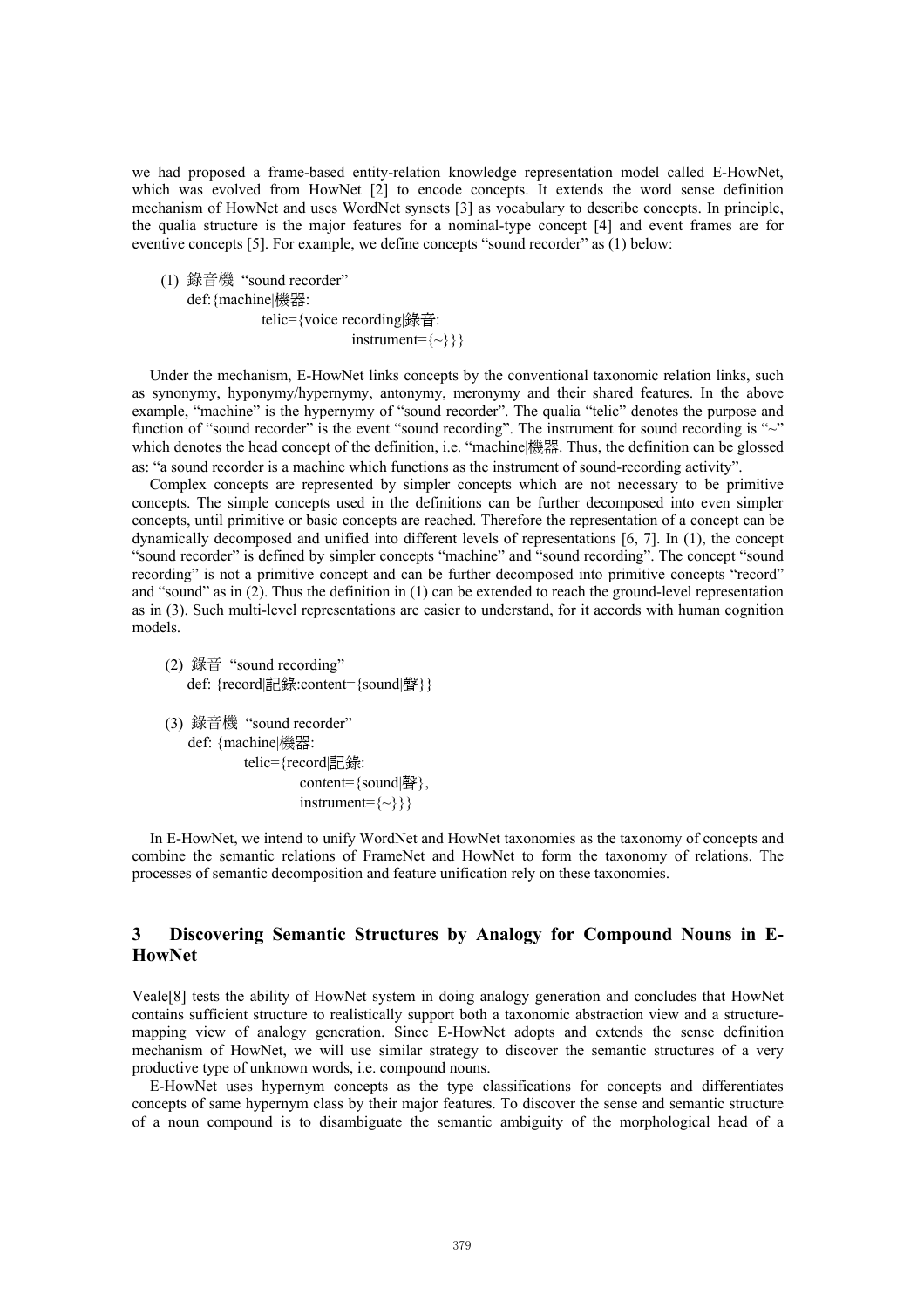we had proposed a frame-based entity-relation knowledge representation model called E-HowNet, which was evolved from HowNet [2] to encode concepts. It extends the word sense definition mechanism of HowNet and uses WordNet synsets [3] as vocabulary to describe concepts. In principle, the qualia structure is the major features for a nominal-type concept [4] and event frames are for eventive concepts [5]. For example, we define concepts "sound recorder" as (1) below:

```
(1) 錄音機 "sound recorder"
    def:{machine|機器:
            telic={voice recording|錄音:
                        instrument={~}}}
```

Under the mechanism, E-HowNet links concepts by the conventional taxonomic relation links, such as synonymy, hyponymy/hypernymy, antonymy, meronymy and their shared features. In the above example, "machine" is the hypernymy of "sound recorder". The qualia "telic" denotes the purpose and function of "sound recorder" is the event "sound recording". The instrument for sound recording is "~" which denotes the head concept of the definition, i.e. "machine|機器. Thus, the definition can be glossed as: "a sound recorder is a machine which functions as the instrument of sound-recording activity".

Complex concepts are represented by simpler concepts which are not necessary to be primitive concepts. The simple concepts used in the definitions can be further decomposed into even simpler concepts, until primitive or basic concepts are reached. Therefore the representation of a concept can be dynamically decomposed and unified into different levels of representations [6, 7]. In (1), the concept "sound recorder" is defined by simpler concepts "machine" and "sound recording". The concept "sound recording" is not a primitive concept and can be further decomposed into primitive concepts "record" and "sound" as in (2). Thus the definition in (1) can be extended to reach the ground-level representation as in (3). Such multi-level representations are easier to understand, for it accords with human cognition models.

```
(2) 錄音 "sound recording"
    def: {record|記錄:content={sound|聲}}

(3) 錄音機 "sound recorder"
    def: {machine|機器:
            telic={record|記錄:
                    content={sound|聲},
                    instrument={~}}}
```

In E-HowNet, we intend to unify WordNet and HowNet taxonomies as the taxonomy of concepts and combine the semantic relations of FrameNet and HowNet to form the taxonomy of relations. The processes of semantic decomposition and feature unification rely on these taxonomies.

## 3 Discovering Semantic Structures by Analogy for Compound Nouns in E-HowNet

Veale[8] tests the ability of HowNet system in doing analogy generation and concludes that HowNet contains sufficient structure to realistically support both a taxonomic abstraction view and a structure-mapping view of analogy generation. Since E-HowNet adopts and extends the sense definition mechanism of HowNet, we will use similar strategy to discover the semantic structures of a very productive type of unknown words, i.e. compound nouns.

E-HowNet uses hypernym concepts as the type classifications for concepts and differentiates concepts of same hypernym class by their major features. To discover the sense and semantic structure of a noun compound is to disambiguate the semantic ambiguity of the morphological head of a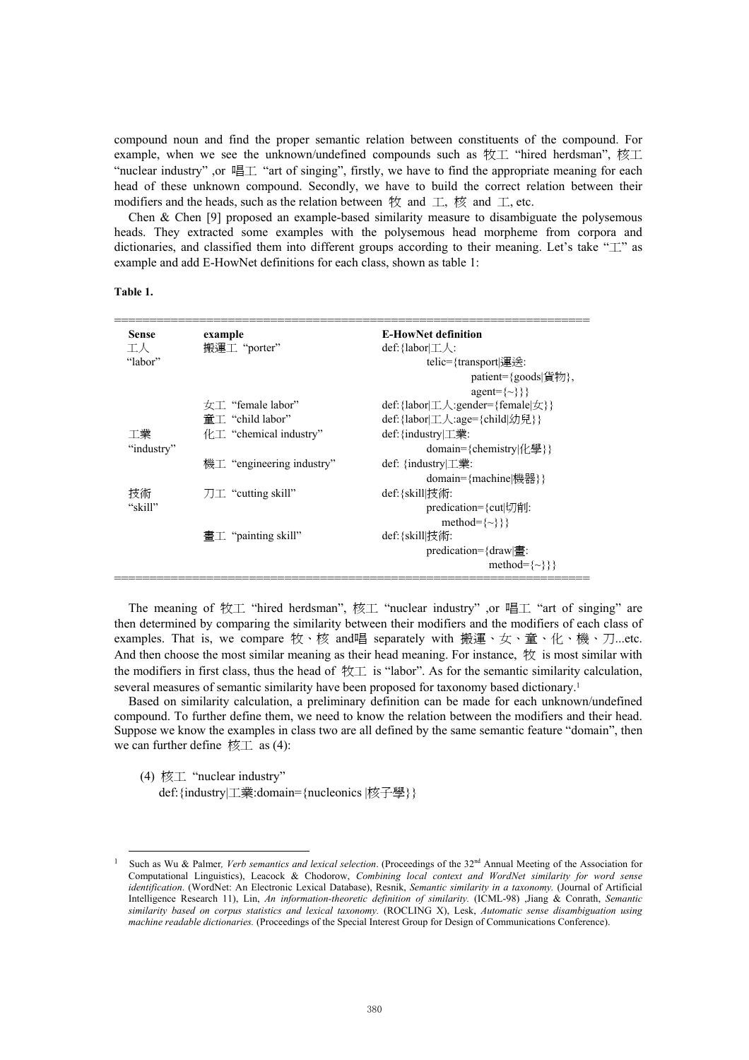compound noun and find the proper semantic relation between constituents of the compound. For example, when we see the unknown/undefined compounds such as 牧工 "hired herdsman", 核工 "nuclear industry" ,or 唱工 "art of singing", firstly, we have to find the appropriate meaning for each head of these unknown compound. Secondly, we have to build the correct relation between their modifiers and the heads, such as the relation between 牧 and 工, 核 and 工, etc.

Chen & Chen [9] proposed an example-based similarity measure to disambiguate the polysemous heads. They extracted some examples with the polysemous head morpheme from corpora and dictionaries, and classified them into different groups according to their meaning. Let's take "工" as example and add E-HowNet definitions for each class, shown as table 1:

**Table 1.**

| **Sense** | **example** | **E-HowNet definition** |
|---|---|---|
| 工人 "labor" | 搬運工 "porter" | def:{labor\|工人: telic={transport\|運送: patient={goods\|貨物}, agent={~}}} |
| | 女工 "female labor" | def:{labor\|工人:gender={female\|女}} |
| | 童工 "child labor" | def:{labor\|工人:age={child\|幼兒}} |
| 工業 "industry" | 化工 "chemical industry" | def:{industry\|工業: domain={chemistry\|化學}} |
| | 機工 "engineering industry" | def: {industry\|工業: domain={machine\|機器}} |
| 技術 "skill" | 刀工 "cutting skill" | def:{skill\|技術: predication={cut\|切削: method={~}}} |
| | 畫工 "painting skill" | def:{skill\|技術: predication={draw\|畫: method={~}}} |

The meaning of 牧工 "hired herdsman", 核工 "nuclear industry" ,or 唱工 "art of singing" are then determined by comparing the similarity between their modifiers and the modifiers of each class of examples. That is, we compare 牧、核 and唱 separately with 搬運、女、童、化、機、刀...etc. And then choose the most similar meaning as their head meaning. For instance, 牧 is most similar with the modifiers in first class, thus the head of 牧工 is "labor". As for the semantic similarity calculation, several measures of semantic similarity have been proposed for taxonomy based dictionary.[1]

Based on similarity calculation, a preliminary definition can be made for each unknown/undefined compound. To further define them, we need to know the relation between the modifiers and their head. Suppose we know the examples in class two are all defined by the same semantic feature "domain", then we can further define 核工 as (4):

(4) 核工 "nuclear industry"
def:{industry|工業:domain={nucleonics |核子學}}

---

[1] Such as Wu & Palmer*, Verb semantics and lexical selection*. (Proceedings of the 32nd Annual Meeting of the Association for Computational Linguistics), Leacock & Chodorow, *Combining local context and WordNet similarity for word sense identification*. (WordNet: An Electronic Lexical Database), Resnik, *Semantic similarity in a taxonomy.* (Journal of Artificial Intelligence Research 11), Lin, *An information-theoretic definition of similarity.* (ICML-98) ,Jiang & Conrath, *Semantic similarity based on corpus statistics and lexical taxonomy.* (ROCLING X), Lesk, *Automatic sense disambiguation using machine readable dictionaries.* (Proceedings of the Special Interest Group for Design of Communications Conference).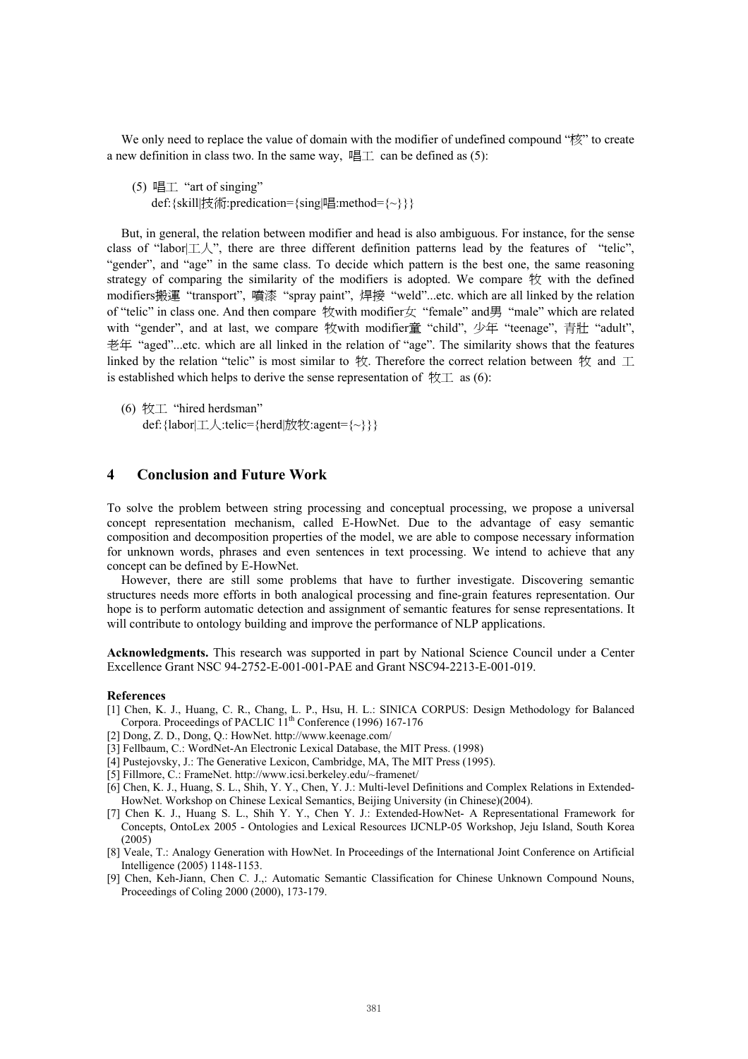We only need to replace the value of domain with the modifier of undefined compound "核" to create a new definition in class two. In the same way, 唱工 can be defined as (5):

(5) 唱工 "art of singing"
    def:{skill|技術:predication={sing|唱:method={~}}}

But, in general, the relation between modifier and head is also ambiguous. For instance, for the sense class of "labor|工人", there are three different definition patterns lead by the features of "telic", "gender", and "age" in the same class. To decide which pattern is the best one, the same reasoning strategy of comparing the similarity of the modifiers is adopted. We compare 牧 with the defined modifiers搬運 "transport", 噴漆 "spray paint", 焊接 "weld"...etc. which are all linked by the relation of "telic" in class one. And then compare 牧with modifier女 "female" and男 "male" which are related with "gender", and at last, we compare 牧with modifier童 "child", 少年 "teenage", 青壯 "adult", 老年 "aged"...etc. which are all linked in the relation of "age". The similarity shows that the features linked by the relation "telic" is most similar to 牧. Therefore the correct relation between 牧 and 工 is established which helps to derive the sense representation of 牧工 as (6):

(6) 牧工 "hired herdsman"
    def:{labor|工人:telic={herd|放牧:agent={~}}}

## 4 Conclusion and Future Work

To solve the problem between string processing and conceptual processing, we propose a universal concept representation mechanism, called E-HowNet. Due to the advantage of easy semantic composition and decomposition properties of the model, we are able to compose necessary information for unknown words, phrases and even sentences in text processing. We intend to achieve that any concept can be defined by E-HowNet.

However, there are still some problems that have to further investigate. Discovering semantic structures needs more efforts in both analogical processing and fine-grain features representation. Our hope is to perform automatic detection and assignment of semantic features for sense representations. It will contribute to ontology building and improve the performance of NLP applications.

**Acknowledgments.** This research was supported in part by National Science Council under a Center Excellence Grant NSC 94-2752-E-001-001-PAE and Grant NSC94-2213-E-001-019.

**References**

[1] Chen, K. J., Huang, C. R., Chang, L. P., Hsu, H. L.: SINICA CORPUS: Design Methodology for Balanced Corpora. Proceedings of PACLIC 11th Conference (1996) 167-176

[2] Dong, Z. D., Dong, Q.: HowNet. http://www.keenage.com/

[3] Fellbaum, C.: WordNet-An Electronic Lexical Database, the MIT Press. (1998)

[4] Pustejovsky, J.: The Generative Lexicon, Cambridge, MA, The MIT Press (1995).

[5] Fillmore, C.: FrameNet. http://www.icsi.berkeley.edu/~framenet/

[6] Chen, K. J., Huang, S. L., Shih, Y. Y., Chen, Y. J.: Multi-level Definitions and Complex Relations in Extended-HowNet. Workshop on Chinese Lexical Semantics, Beijing University (in Chinese)(2004).

[7] Chen K. J., Huang S. L., Shih Y. Y., Chen Y. J.: Extended-HowNet- A Representational Framework for Concepts, OntoLex 2005 - Ontologies and Lexical Resources IJCNLP-05 Workshop, Jeju Island, South Korea (2005)

[8] Veale, T.: Analogy Generation with HowNet. In Proceedings of the International Joint Conference on Artificial Intelligence (2005) 1148-1153.

[9] Chen, Keh-Jiann, Chen C. J.,: Automatic Semantic Classification for Chinese Unknown Compound Nouns, Proceedings of Coling 2000 (2000), 173-179.